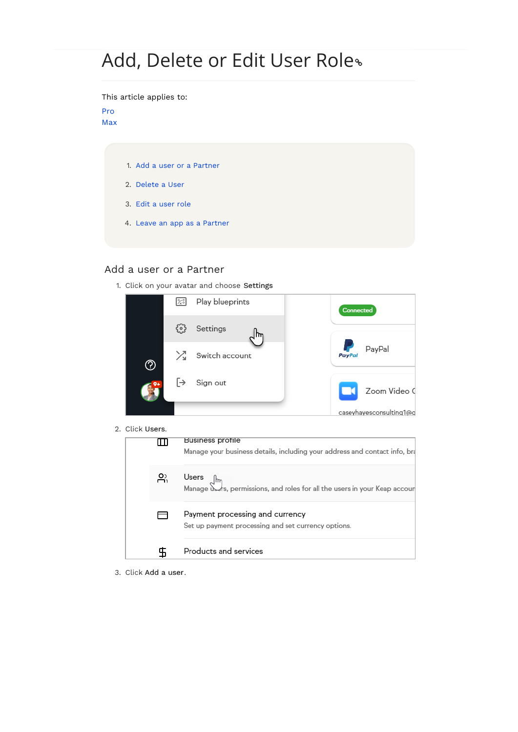# Add, Delete or Edit User Role

This article applies to:

Pro
Max

1. Add a user or a Partner
2. Delete a User
3. Edit a user role
4. Leave an app as a Partner

## Add a user or a Partner

1. Click on your avatar and choose **Settings**
2. Click **Users**.
3. Click **Add a user**.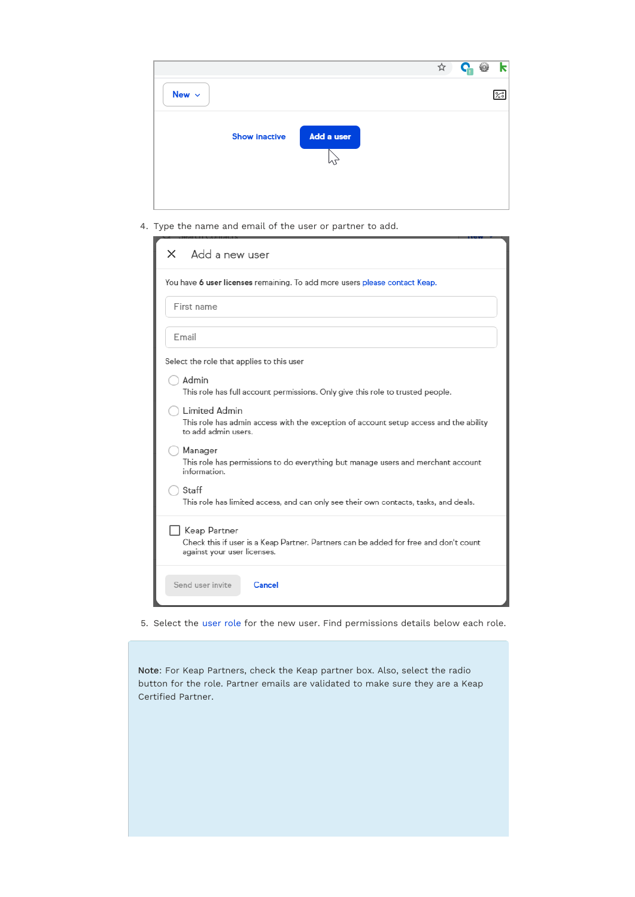4. Type the name and email of the user or partner to add.

5. Select the user role for the new user. Find permissions details below each role.

**Note**: For Keap Partners, check the Keap partner box. Also, select the radio button for the role. Partner emails are validated to make sure they are a Keap Certified Partner.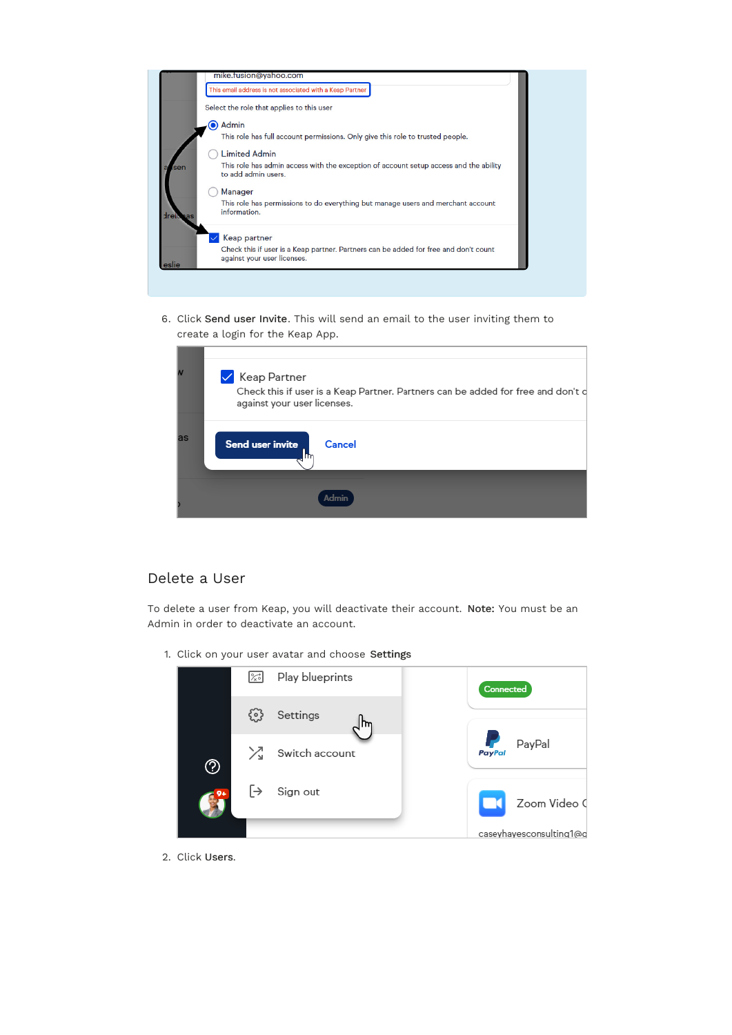6. Click **Send user Invite**. This will send an email to the user inviting them to create a login for the Keap App.

## Delete a User

To delete a user from Keap, you will deactivate their account. **Note:** You must be an Admin in order to deactivate an account.

1. Click on your user avatar and choose **Settings**
2. Click **Users**.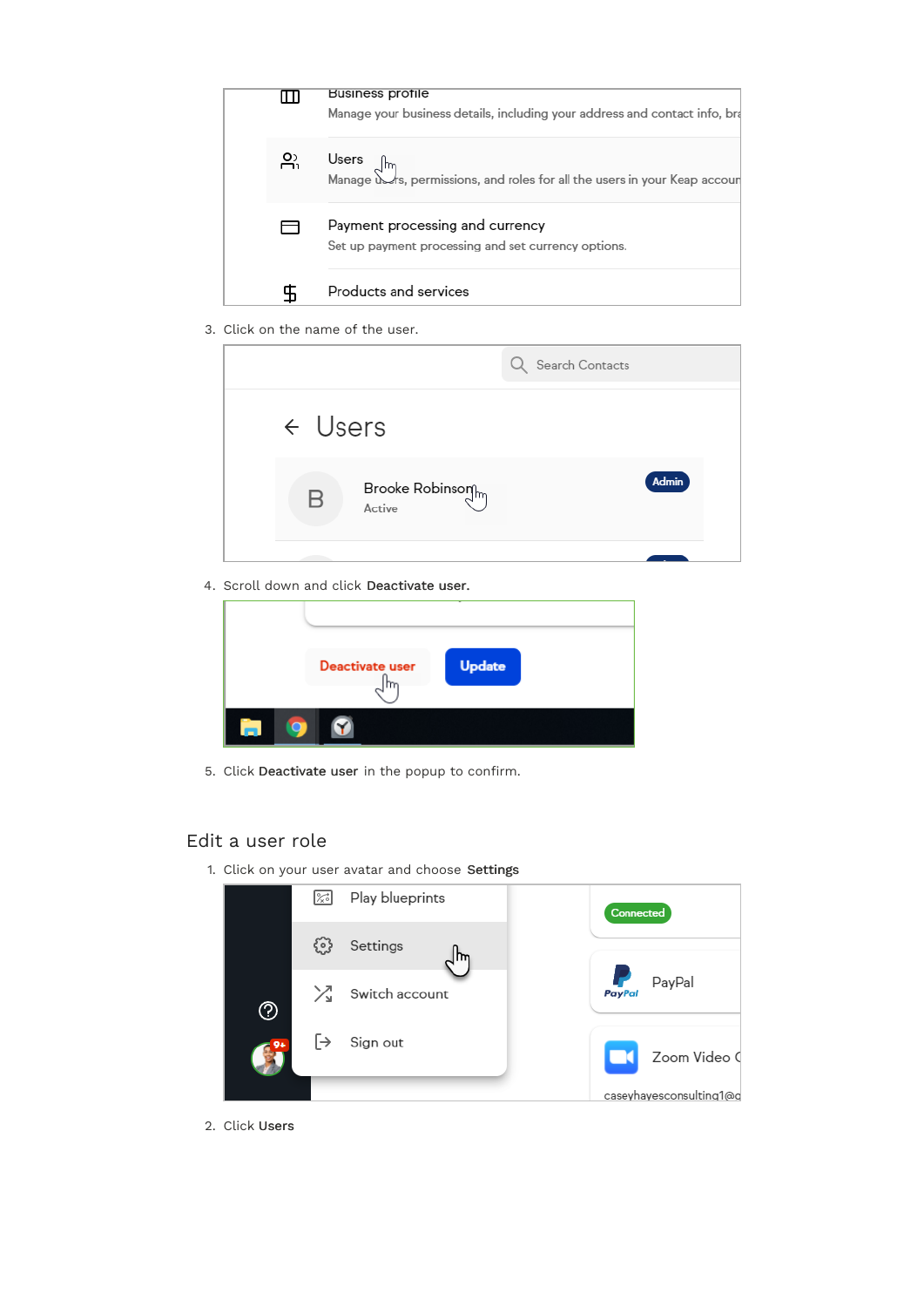3. Click on the name of the user.
4. Scroll down and click **Deactivate user.**
5. Click **Deactivate user** in the popup to confirm.

## Edit a user role

1. Click on your user avatar and choose **Settings**
2. Click **Users**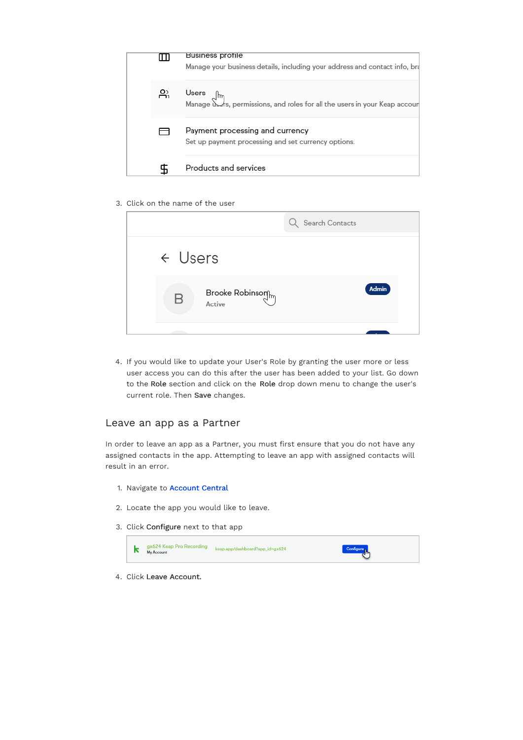3. Click on the name of the user

4. If you would like to update your User's Role by granting the user more or less user access you can do this after the user has been added to your list. Go down to the **Role** section and click on the **Role** drop down menu to change the user's current role. Then **Save** changes.

## Leave an app as a Partner

In order to leave an app as a Partner, you must first ensure that you do not have any assigned contacts in the app. Attempting to leave an app with assigned contacts will result in an error.

1. Navigate to [Account Central]
2. Locate the app you would like to leave.
3. Click **Configure** next to that app
4. Click **Leave Account.**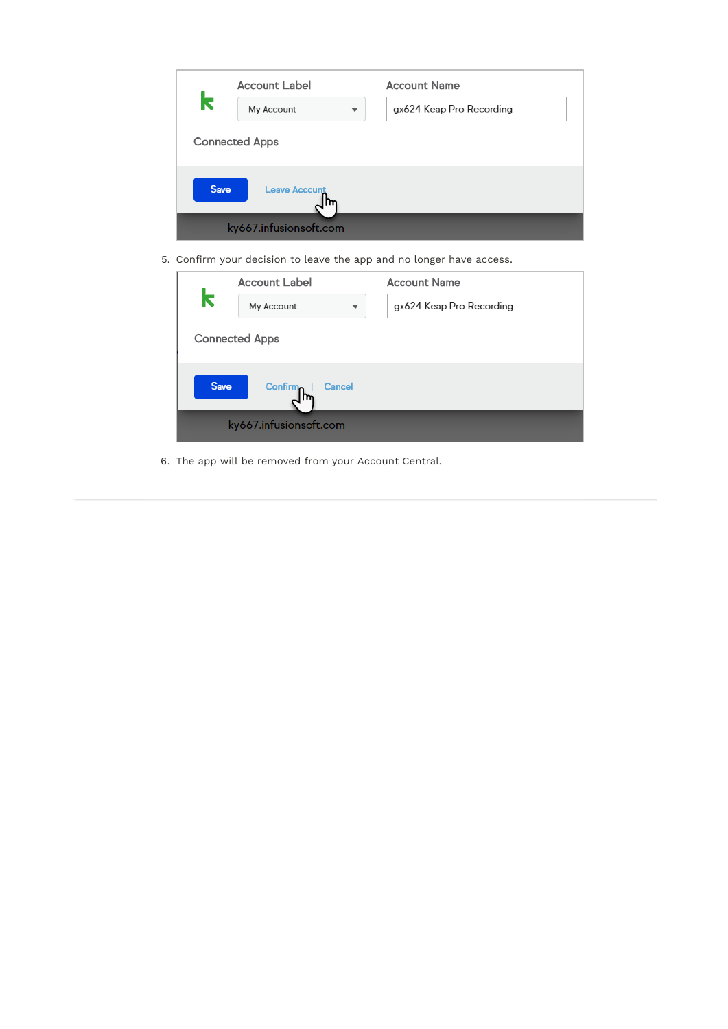5. Confirm your decision to leave the app and no longer have access.

6. The app will be removed from your Account Central.